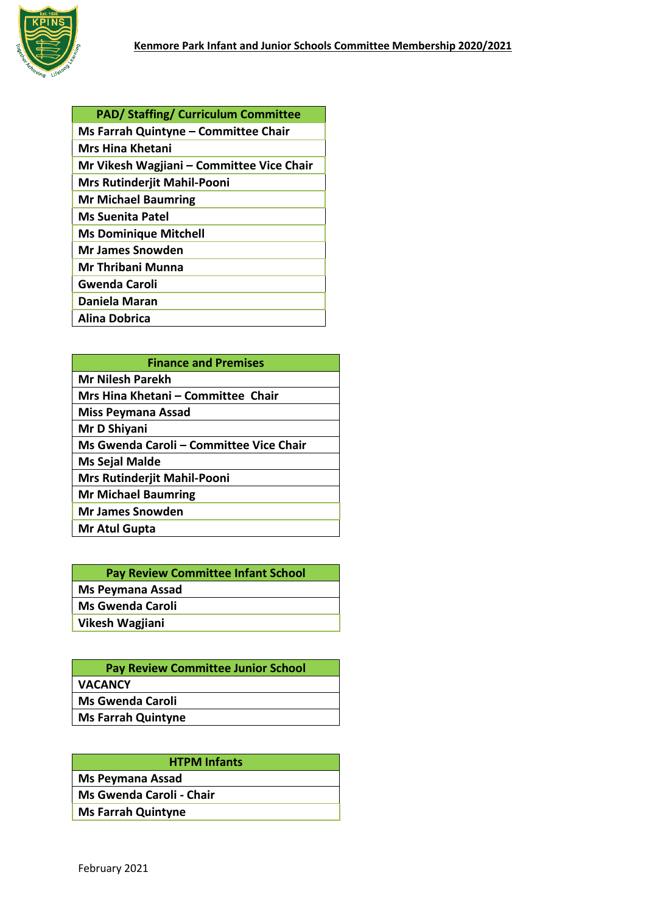# Kenmore Park Infant and Junior Schools Committee Membership 2020/2021

| PAD/ Staffing/ Curriculum Committee |
| --- |
| Ms Farrah Quintyne – Committee Chair |
| Mrs Hina Khetani |
| Mr Vikesh Wagjiani – Committee Vice Chair |
| Mrs Rutinderjit Mahil-Pooni |
| Mr Michael Baumring |
| Ms Suenita Patel |
| Ms Dominique Mitchell |
| Mr James Snowden |
| Mr Thribani Munna |
| Gwenda Caroli |
| Daniela Maran |
| Alina Dobrica |

| Finance and Premises |
| --- |
| Mr Nilesh Parekh |
| Mrs Hina Khetani – Committee Chair |
| Miss Peymana Assad |
| Mr D Shiyani |
| Ms Gwenda Caroli – Committee Vice Chair |
| Ms Sejal Malde |
| Mrs Rutinderjit Mahil-Pooni |
| Mr Michael Baumring |
| Mr James Snowden |
| Mr Atul Gupta |

| Pay Review Committee Infant School |
| --- |
| Ms Peymana Assad |
| Ms Gwenda Caroli |
| Vikesh Wagjiani |

| Pay Review Committee Junior School |
| --- |
| VACANCY |
| Ms Gwenda Caroli |
| Ms Farrah Quintyne |

| HTPM Infants |
| --- |
| Ms Peymana Assad |
| Ms Gwenda Caroli - Chair |
| Ms Farrah Quintyne |

February 2021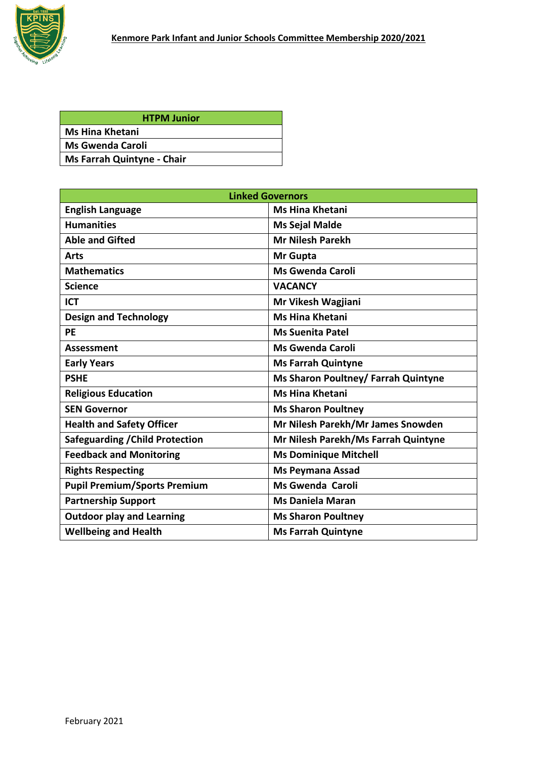## Kenmore Park Infant and Junior Schools Committee Membership 2020/2021

| HTPM Junior |
|---|
| Ms Hina Khetani |
| Ms Gwenda Caroli |
| Ms Farrah Quintyne - Chair |

| Linked Governors | |
|---|---|
| English Language | Ms Hina Khetani |
| Humanities | Ms Sejal Malde |
| Able and Gifted | Mr Nilesh Parekh |
| Arts | Mr Gupta |
| Mathematics | Ms Gwenda Caroli |
| Science | VACANCY |
| ICT | Mr Vikesh Wagjiani |
| Design and Technology | Ms Hina Khetani |
| PE | Ms Suenita Patel |
| Assessment | Ms Gwenda Caroli |
| Early Years | Ms Farrah Quintyne |
| PSHE | Ms Sharon Poultney/ Farrah Quintyne |
| Religious Education | Ms Hina Khetani |
| SEN Governor | Ms Sharon Poultney |
| Health and Safety Officer | Mr Nilesh Parekh/Mr James Snowden |
| Safeguarding /Child Protection | Mr Nilesh Parekh/Ms Farrah Quintyne |
| Feedback and Monitoring | Ms Dominique Mitchell |
| Rights Respecting | Ms Peymana Assad |
| Pupil Premium/Sports Premium | Ms Gwenda Caroli |
| Partnership Support | Ms Daniela Maran |
| Outdoor play and Learning | Ms Sharon Poultney |
| Wellbeing and Health | Ms Farrah Quintyne |

February 2021